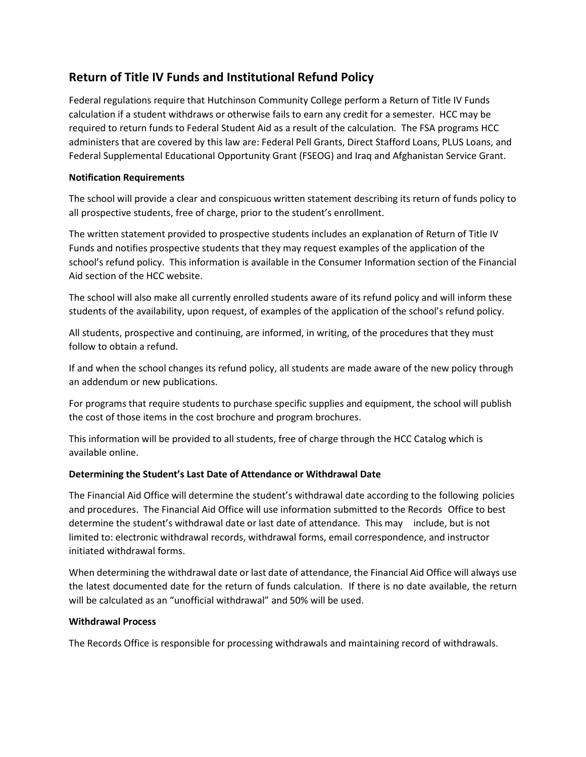## Return of Title IV Funds and Institutional Refund Policy

Federal regulations require that Hutchinson Community College perform a Return of Title IV Funds calculation if a student withdraws or otherwise fails to earn any credit for a semester. HCC may be required to return funds to Federal Student Aid as a result of the calculation. The FSA programs HCC administers that are covered by this law are: Federal Pell Grants, Direct Stafford Loans, PLUS Loans, and Federal Supplemental Educational Opportunity Grant (FSEOG) and Iraq and Afghanistan Service Grant.

**Notification Requirements**

The school will provide a clear and conspicuous written statement describing its return of funds policy to all prospective students, free of charge, prior to the student's enrollment.

The written statement provided to prospective students includes an explanation of Return of Title IV Funds and notifies prospective students that they may request examples of the application of the school's refund policy. This information is available in the Consumer Information section of the Financial Aid section of the HCC website.

The school will also make all currently enrolled students aware of its refund policy and will inform these students of the availability, upon request, of examples of the application of the school's refund policy.

All students, prospective and continuing, are informed, in writing, of the procedures that they must follow to obtain a refund.

If and when the school changes its refund policy, all students are made aware of the new policy through an addendum or new publications.

For programs that require students to purchase specific supplies and equipment, the school will publish the cost of those items in the cost brochure and program brochures.

This information will be provided to all students, free of charge through the HCC Catalog which is available online.

**Determining the Student's Last Date of Attendance or Withdrawal Date**

The Financial Aid Office will determine the student's withdrawal date according to the following policies and procedures. The Financial Aid Office will use information submitted to the Records Office to best determine the student's withdrawal date or last date of attendance. This may include, but is not limited to: electronic withdrawal records, withdrawal forms, email correspondence, and instructor initiated withdrawal forms.

When determining the withdrawal date or last date of attendance, the Financial Aid Office will always use the latest documented date for the return of funds calculation. If there is no date available, the return will be calculated as an "unofficial withdrawal" and 50% will be used.

**Withdrawal Process**

The Records Office is responsible for processing withdrawals and maintaining record of withdrawals.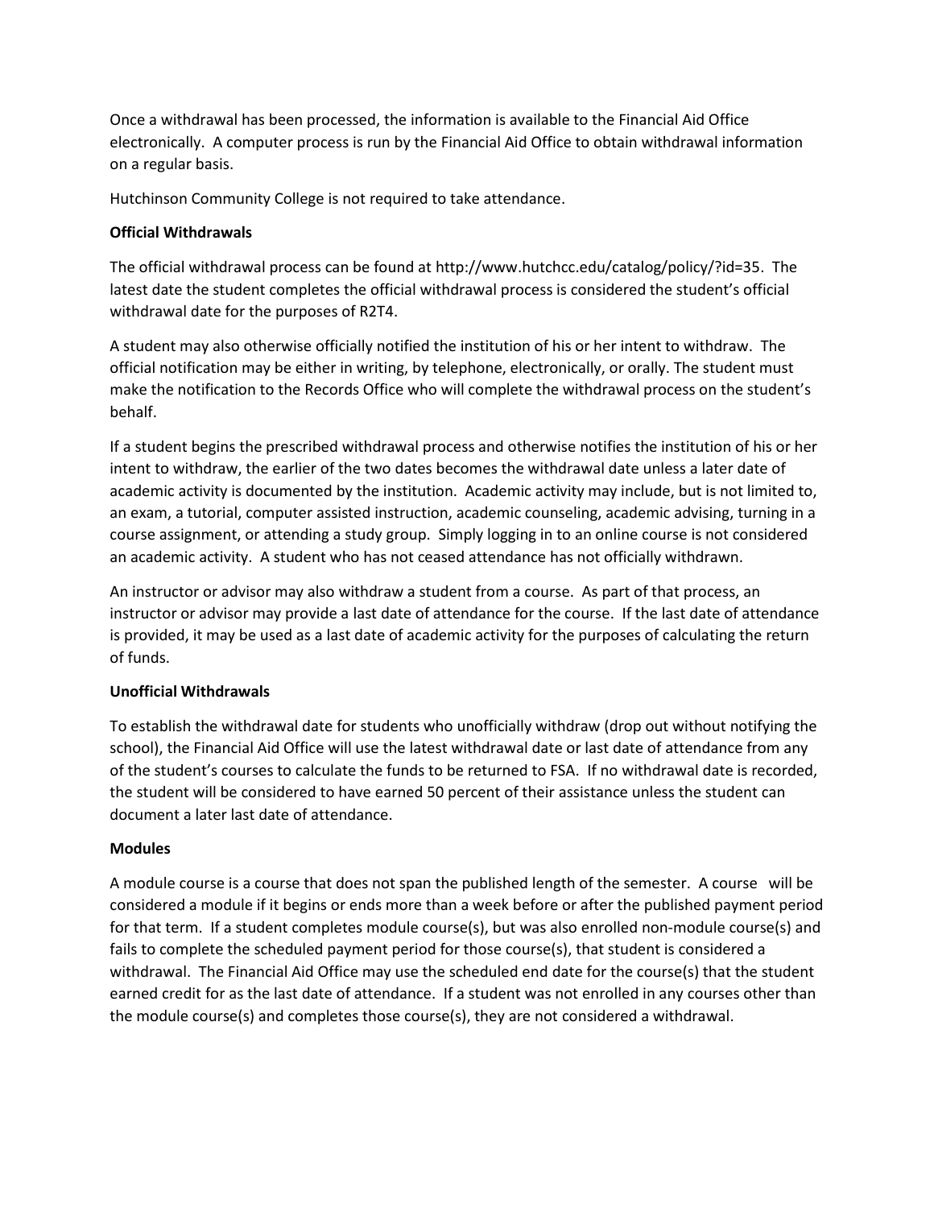Once a withdrawal has been processed, the information is available to the Financial Aid Office electronically. A computer process is run by the Financial Aid Office to obtain withdrawal information on a regular basis.

Hutchinson Community College is not required to take attendance.

**Official Withdrawals**

The official withdrawal process can be found at http://www.hutchcc.edu/catalog/policy/?id=35. The latest date the student completes the official withdrawal process is considered the student's official withdrawal date for the purposes of R2T4.

A student may also otherwise officially notified the institution of his or her intent to withdraw. The official notification may be either in writing, by telephone, electronically, or orally. The student must make the notification to the Records Office who will complete the withdrawal process on the student's behalf.

If a student begins the prescribed withdrawal process and otherwise notifies the institution of his or her intent to withdraw, the earlier of the two dates becomes the withdrawal date unless a later date of academic activity is documented by the institution. Academic activity may include, but is not limited to, an exam, a tutorial, computer assisted instruction, academic counseling, academic advising, turning in a course assignment, or attending a study group. Simply logging in to an online course is not considered an academic activity. A student who has not ceased attendance has not officially withdrawn.

An instructor or advisor may also withdraw a student from a course. As part of that process, an instructor or advisor may provide a last date of attendance for the course. If the last date of attendance is provided, it may be used as a last date of academic activity for the purposes of calculating the return of funds.

**Unofficial Withdrawals**

To establish the withdrawal date for students who unofficially withdraw (drop out without notifying the school), the Financial Aid Office will use the latest withdrawal date or last date of attendance from any of the student's courses to calculate the funds to be returned to FSA. If no withdrawal date is recorded, the student will be considered to have earned 50 percent of their assistance unless the student can document a later last date of attendance.

**Modules**

A module course is a course that does not span the published length of the semester. A course will be considered a module if it begins or ends more than a week before or after the published payment period for that term. If a student completes module course(s), but was also enrolled non-module course(s) and fails to complete the scheduled payment period for those course(s), that student is considered a withdrawal. The Financial Aid Office may use the scheduled end date for the course(s) that the student earned credit for as the last date of attendance. If a student was not enrolled in any courses other than the module course(s) and completes those course(s), they are not considered a withdrawal.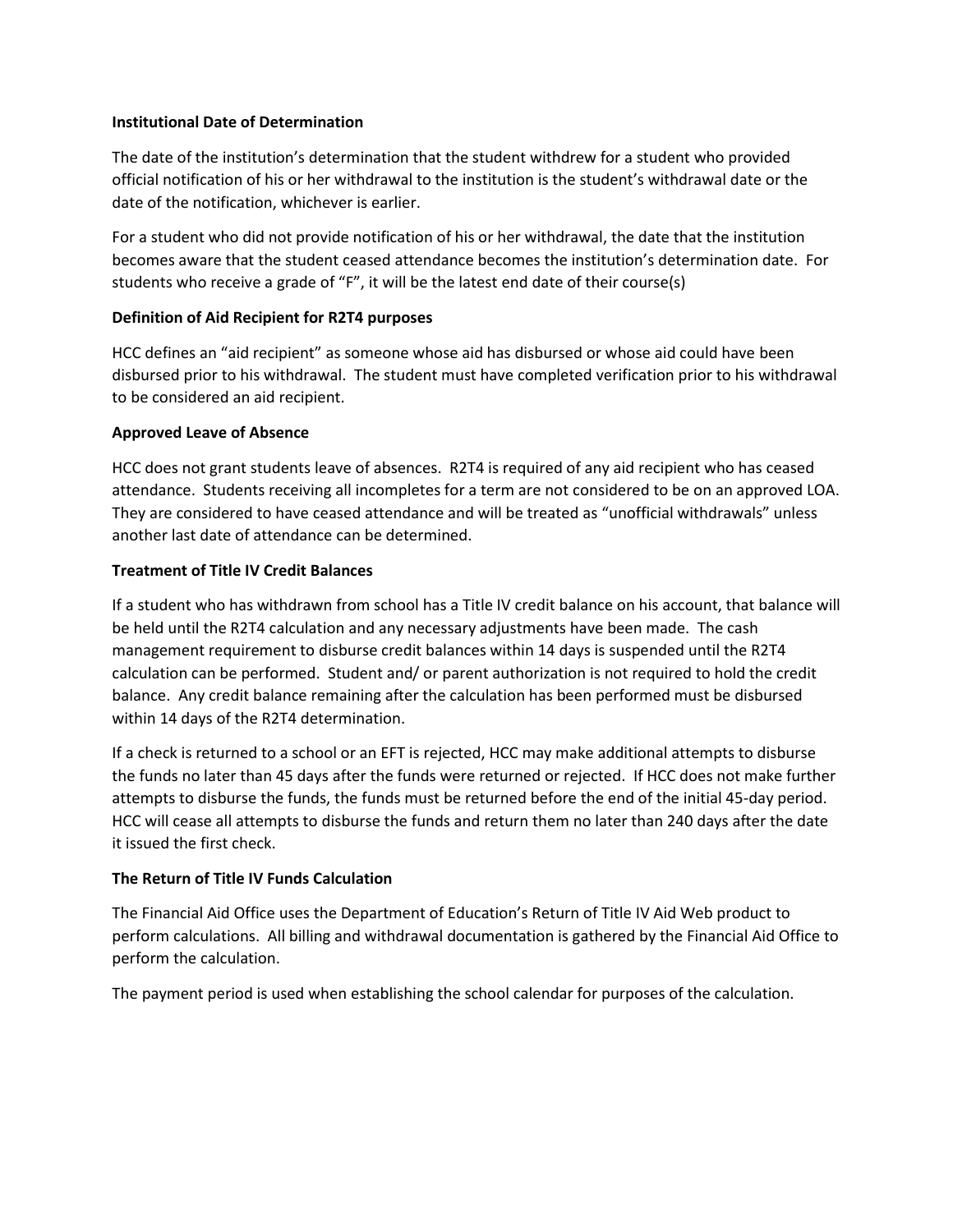**Institutional Date of Determination**

The date of the institution's determination that the student withdrew for a student who provided official notification of his or her withdrawal to the institution is the student's withdrawal date or the date of the notification, whichever is earlier.

For a student who did not provide notification of his or her withdrawal, the date that the institution becomes aware that the student ceased attendance becomes the institution's determination date. For students who receive a grade of "F", it will be the latest end date of their course(s)

**Definition of Aid Recipient for R2T4 purposes**

HCC defines an "aid recipient" as someone whose aid has disbursed or whose aid could have been disbursed prior to his withdrawal. The student must have completed verification prior to his withdrawal to be considered an aid recipient.

**Approved Leave of Absence**

HCC does not grant students leave of absences. R2T4 is required of any aid recipient who has ceased attendance. Students receiving all incompletes for a term are not considered to be on an approved LOA. They are considered to have ceased attendance and will be treated as "unofficial withdrawals" unless another last date of attendance can be determined.

**Treatment of Title IV Credit Balances**

If a student who has withdrawn from school has a Title IV credit balance on his account, that balance will be held until the R2T4 calculation and any necessary adjustments have been made. The cash management requirement to disburse credit balances within 14 days is suspended until the R2T4 calculation can be performed. Student and/ or parent authorization is not required to hold the credit balance. Any credit balance remaining after the calculation has been performed must be disbursed within 14 days of the R2T4 determination.

If a check is returned to a school or an EFT is rejected, HCC may make additional attempts to disburse the funds no later than 45 days after the funds were returned or rejected. If HCC does not make further attempts to disburse the funds, the funds must be returned before the end of the initial 45-day period. HCC will cease all attempts to disburse the funds and return them no later than 240 days after the date it issued the first check.

**The Return of Title IV Funds Calculation**

The Financial Aid Office uses the Department of Education's Return of Title IV Aid Web product to perform calculations. All billing and withdrawal documentation is gathered by the Financial Aid Office to perform the calculation.

The payment period is used when establishing the school calendar for purposes of the calculation.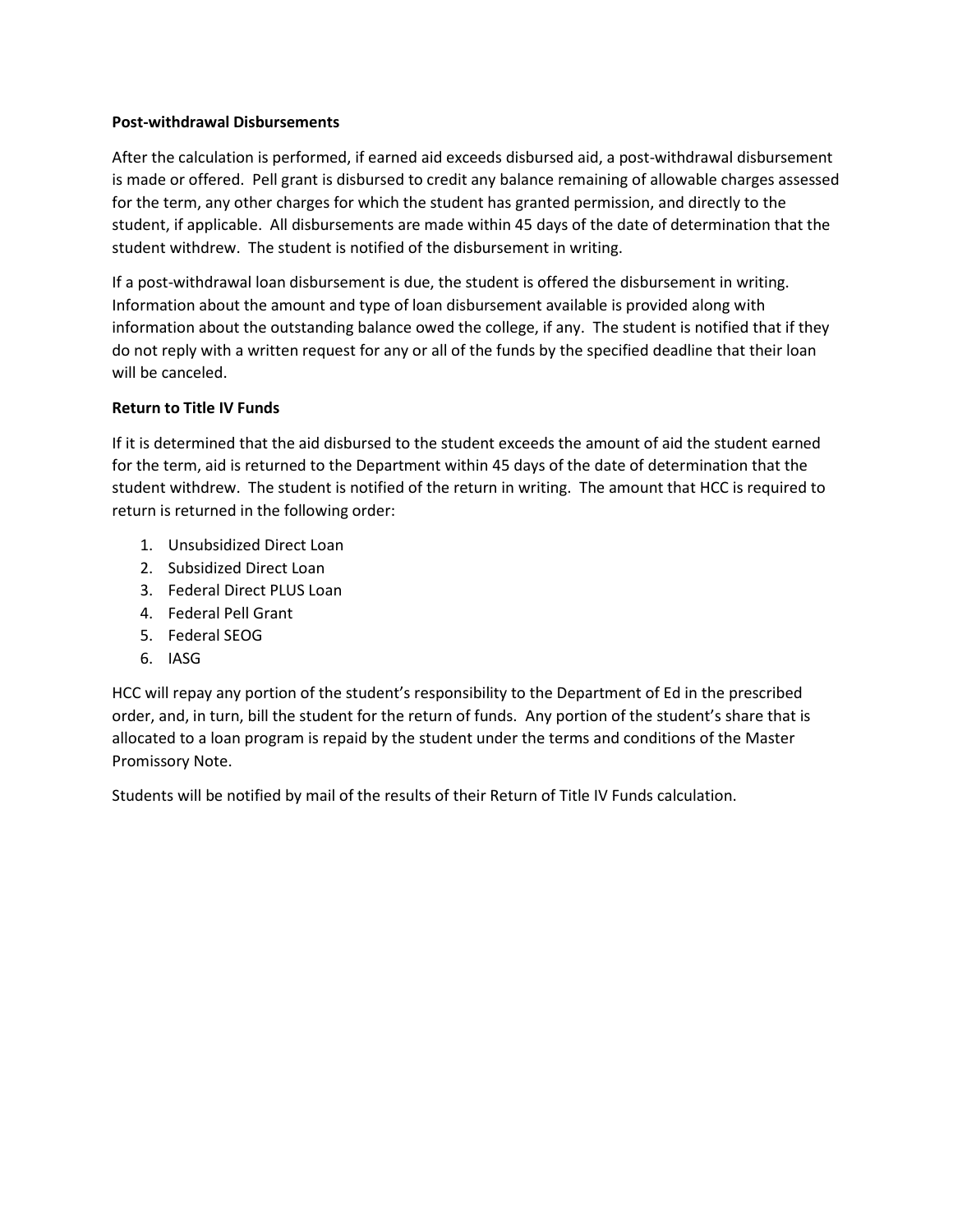**Post-withdrawal Disbursements**

After the calculation is performed, if earned aid exceeds disbursed aid, a post-withdrawal disbursement is made or offered. Pell grant is disbursed to credit any balance remaining of allowable charges assessed for the term, any other charges for which the student has granted permission, and directly to the student, if applicable. All disbursements are made within 45 days of the date of determination that the student withdrew. The student is notified of the disbursement in writing.

If a post-withdrawal loan disbursement is due, the student is offered the disbursement in writing. Information about the amount and type of loan disbursement available is provided along with information about the outstanding balance owed the college, if any. The student is notified that if they do not reply with a written request for any or all of the funds by the specified deadline that their loan will be canceled.

**Return to Title IV Funds**

If it is determined that the aid disbursed to the student exceeds the amount of aid the student earned for the term, aid is returned to the Department within 45 days of the date of determination that the student withdrew. The student is notified of the return in writing. The amount that HCC is required to return is returned in the following order:

1. Unsubsidized Direct Loan
2. Subsidized Direct Loan
3. Federal Direct PLUS Loan
4. Federal Pell Grant
5. Federal SEOG
6. IASG

HCC will repay any portion of the student's responsibility to the Department of Ed in the prescribed order, and, in turn, bill the student for the return of funds. Any portion of the student's share that is allocated to a loan program is repaid by the student under the terms and conditions of the Master Promissory Note.

Students will be notified by mail of the results of their Return of Title IV Funds calculation.